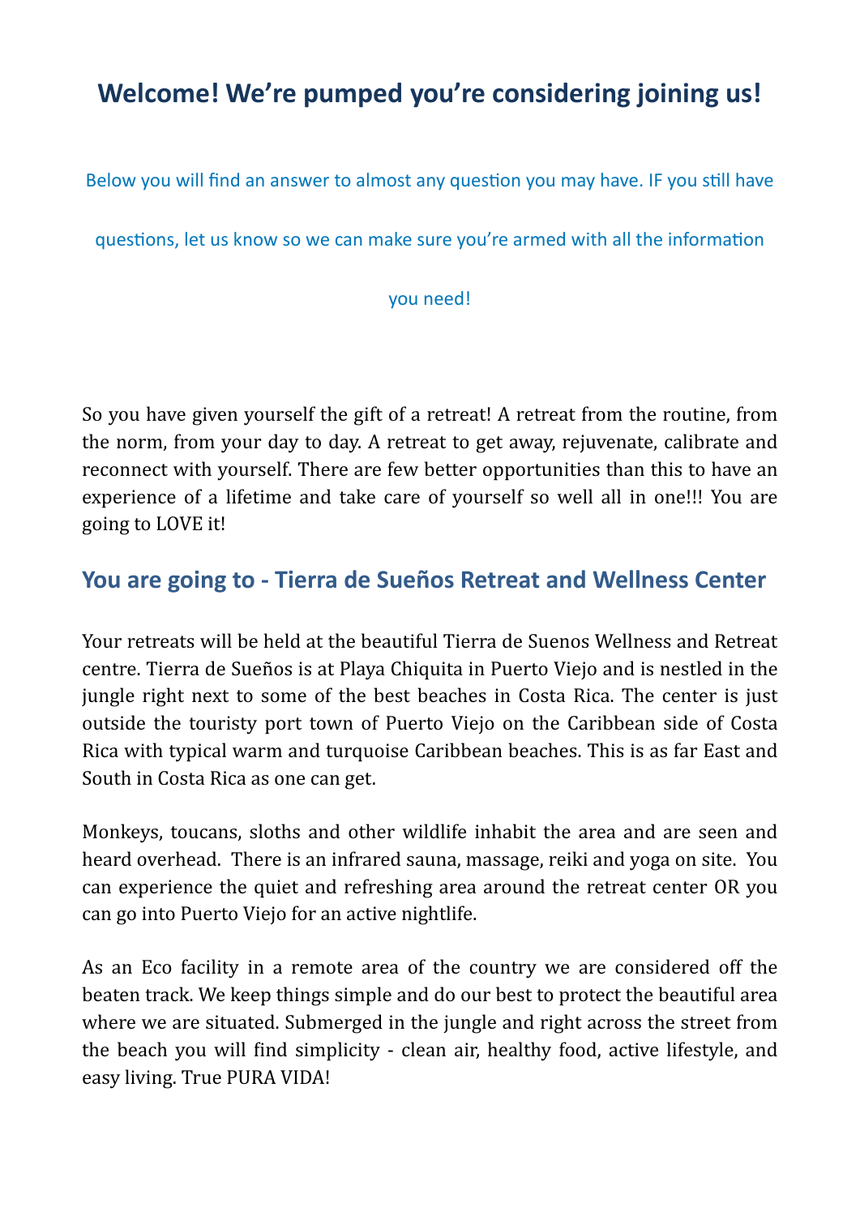# Welcome! We're pumped you're considering joining us!

Below you will find an answer to almost any question you may have. IF you still have questions, let us know so we can make sure you're armed with all the information you need!

So you have given yourself the gift of a retreat! A retreat from the routine, from the norm, from your day to day. A retreat to get away, rejuvenate, calibrate and reconnect with yourself. There are few better opportunities than this to have an experience of a lifetime and take care of yourself so well all in one!!! You are going to LOVE it!

## You are going to - Tierra de Sueños Retreat and Wellness Center

Your retreats will be held at the beautiful Tierra de Suenos Wellness and Retreat centre. Tierra de Sueños is at Playa Chiquita in Puerto Viejo and is nestled in the jungle right next to some of the best beaches in Costa Rica. The center is just outside the touristy port town of Puerto Viejo on the Caribbean side of Costa Rica with typical warm and turquoise Caribbean beaches. This is as far East and South in Costa Rica as one can get.

Monkeys, toucans, sloths and other wildlife inhabit the area and are seen and heard overhead. There is an infrared sauna, massage, reiki and yoga on site. You can experience the quiet and refreshing area around the retreat center OR you can go into Puerto Viejo for an active nightlife.

As an Eco facility in a remote area of the country we are considered off the beaten track. We keep things simple and do our best to protect the beautiful area where we are situated. Submerged in the jungle and right across the street from the beach you will find simplicity - clean air, healthy food, active lifestyle, and easy living. True PURA VIDA!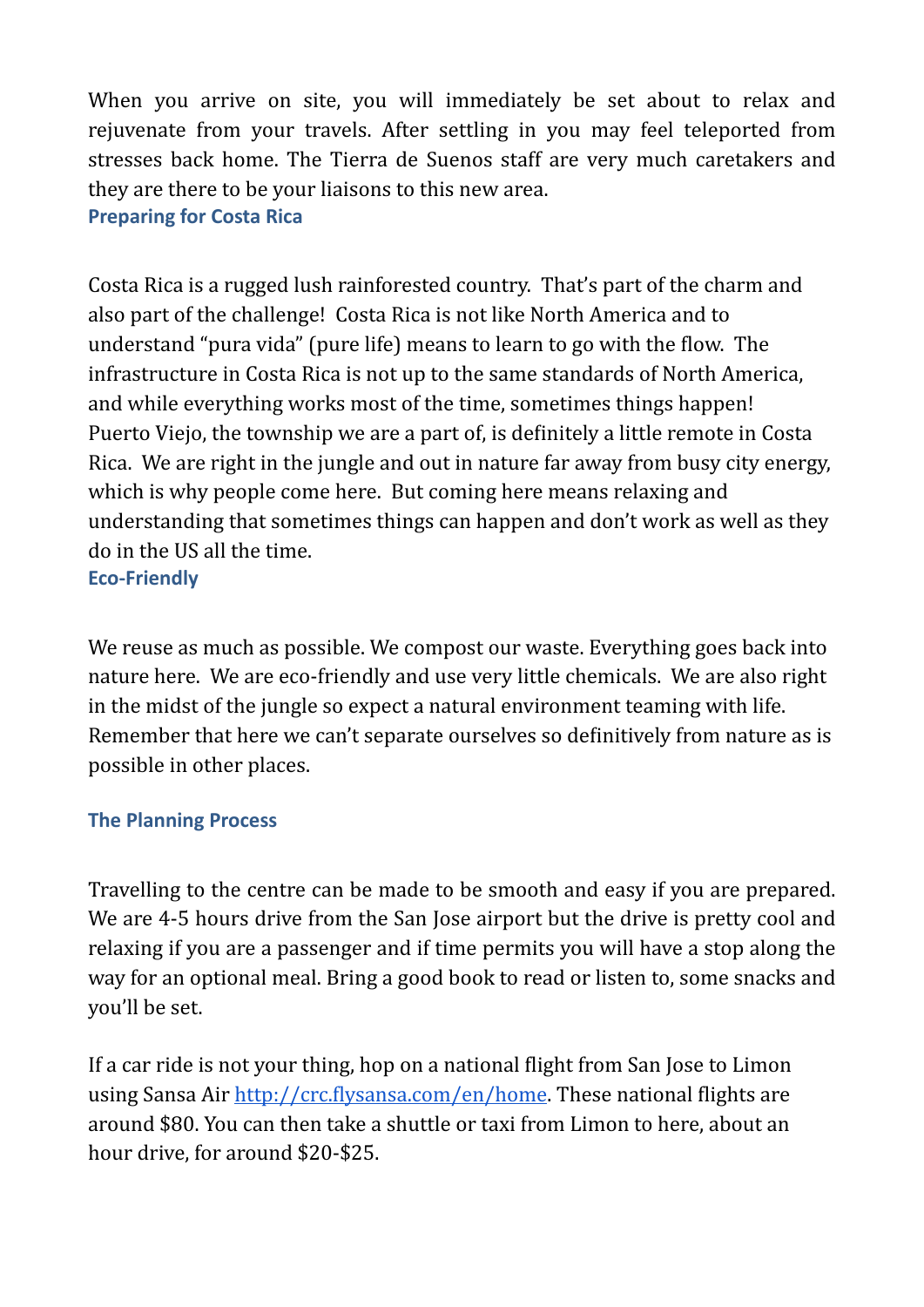When you arrive on site, you will immediately be set about to relax and rejuvenate from your travels. After settling in you may feel teleported from stresses back home. The Tierra de Suenos staff are very much caretakers and they are there to be your liaisons to this new area.

## Preparing for Costa Rica

Costa Rica is a rugged lush rainforested country. That's part of the charm and also part of the challenge! Costa Rica is not like North America and to understand "pura vida" (pure life) means to learn to go with the flow. The infrastructure in Costa Rica is not up to the same standards of North America, and while everything works most of the time, sometimes things happen! Puerto Viejo, the township we are a part of, is definitely a little remote in Costa Rica. We are right in the jungle and out in nature far away from busy city energy, which is why people come here. But coming here means relaxing and understanding that sometimes things can happen and don't work as well as they do in the US all the time.

## Eco-Friendly

We reuse as much as possible. We compost our waste. Everything goes back into nature here. We are eco-friendly and use very little chemicals. We are also right in the midst of the jungle so expect a natural environment teaming with life. Remember that here we can't separate ourselves so definitively from nature as is possible in other places.

## The Planning Process

Travelling to the centre can be made to be smooth and easy if you are prepared. We are 4-5 hours drive from the San Jose airport but the drive is pretty cool and relaxing if you are a passenger and if time permits you will have a stop along the way for an optional meal. Bring a good book to read or listen to, some snacks and you'll be set.

If a car ride is not your thing, hop on a national flight from San Jose to Limon using Sansa Air [http://crc.flysansa.com/en/home](http://crc.flysansa.com/en/home). These national flights are around $80. You can then take a shuttle or taxi from Limon to here, about an hour drive, for around $20-$25.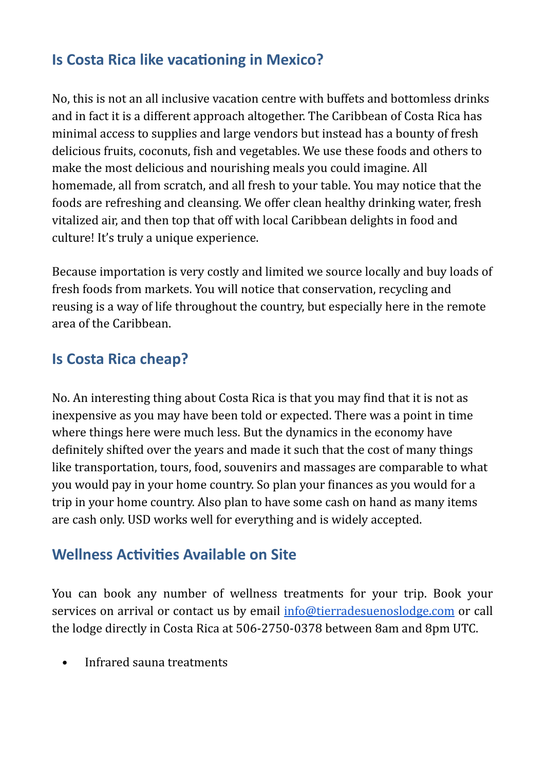## Is Costa Rica like vacationing in Mexico?

No, this is not an all inclusive vacation centre with buffets and bottomless drinks and in fact it is a different approach altogether. The Caribbean of Costa Rica has minimal access to supplies and large vendors but instead has a bounty of fresh delicious fruits, coconuts, fish and vegetables. We use these foods and others to make the most delicious and nourishing meals you could imagine. All homemade, all from scratch, and all fresh to your table. You may notice that the foods are refreshing and cleansing. We offer clean healthy drinking water, fresh vitalized air, and then top that off with local Caribbean delights in food and culture! It's truly a unique experience.

Because importation is very costly and limited we source locally and buy loads of fresh foods from markets. You will notice that conservation, recycling and reusing is a way of life throughout the country, but especially here in the remote area of the Caribbean.

## Is Costa Rica cheap?

No. An interesting thing about Costa Rica is that you may find that it is not as inexpensive as you may have been told or expected. There was a point in time where things here were much less. But the dynamics in the economy have definitely shifted over the years and made it such that the cost of many things like transportation, tours, food, souvenirs and massages are comparable to what you would pay in your home country. So plan your finances as you would for a trip in your home country. Also plan to have some cash on hand as many items are cash only. USD works well for everything and is widely accepted.

## Wellness Activities Available on Site

You can book any number of wellness treatments for your trip. Book your services on arrival or contact us by email [info@tierradesuenoslodge.com](mailto:info@tierradesuenoslodge.com) or call the lodge directly in Costa Rica at 506-2750-0378 between 8am and 8pm UTC.

- Infrared sauna treatments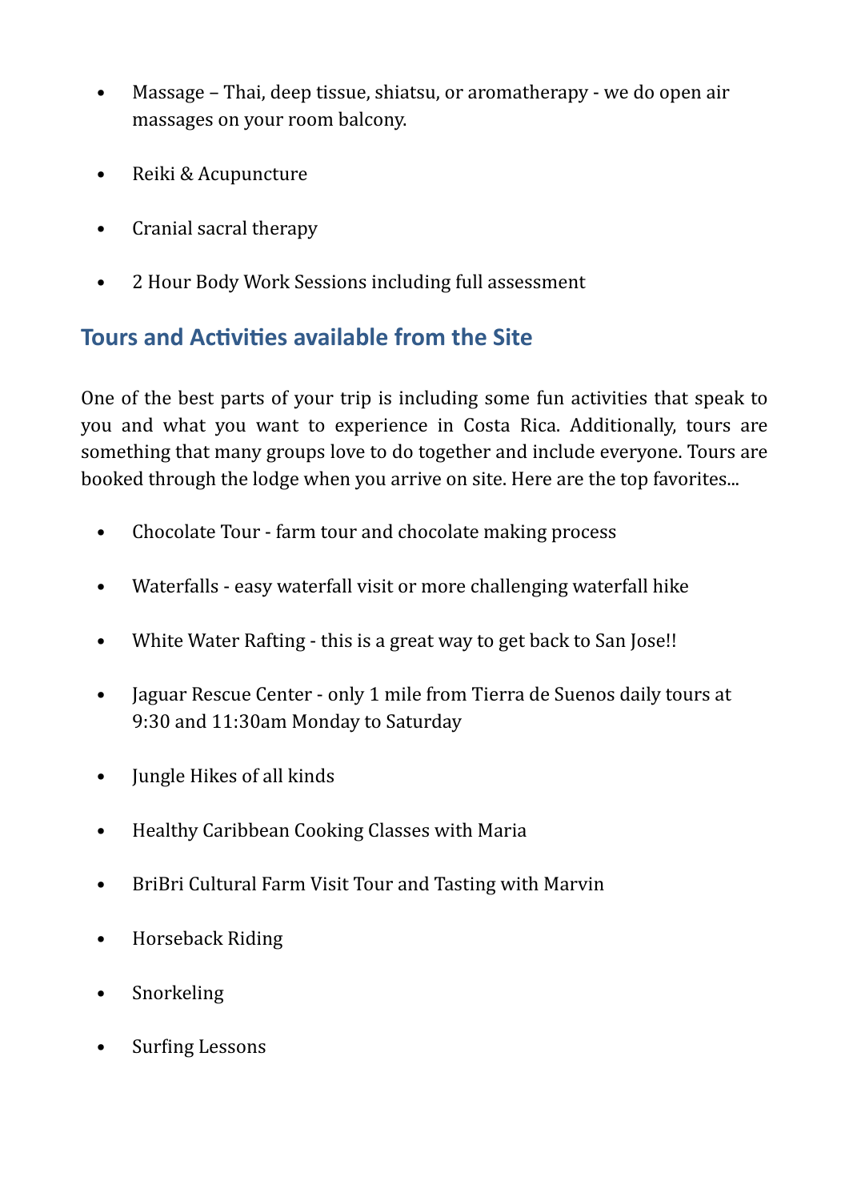- Massage – Thai, deep tissue, shiatsu, or aromatherapy - we do open air massages on your room balcony.
- Reiki & Acupuncture
- Cranial sacral therapy
- 2 Hour Body Work Sessions including full assessment

## Tours and Activities available from the Site

One of the best parts of your trip is including some fun activities that speak to you and what you want to experience in Costa Rica. Additionally, tours are something that many groups love to do together and include everyone. Tours are booked through the lodge when you arrive on site. Here are the top favorites...

- Chocolate Tour - farm tour and chocolate making process
- Waterfalls - easy waterfall visit or more challenging waterfall hike
- White Water Rafting - this is a great way to get back to San Jose!!
- Jaguar Rescue Center - only 1 mile from Tierra de Suenos daily tours at 9:30 and 11:30am Monday to Saturday
- Jungle Hikes of all kinds
- Healthy Caribbean Cooking Classes with Maria
- BriBri Cultural Farm Visit Tour and Tasting with Marvin
- Horseback Riding
- Snorkeling
- Surfing Lessons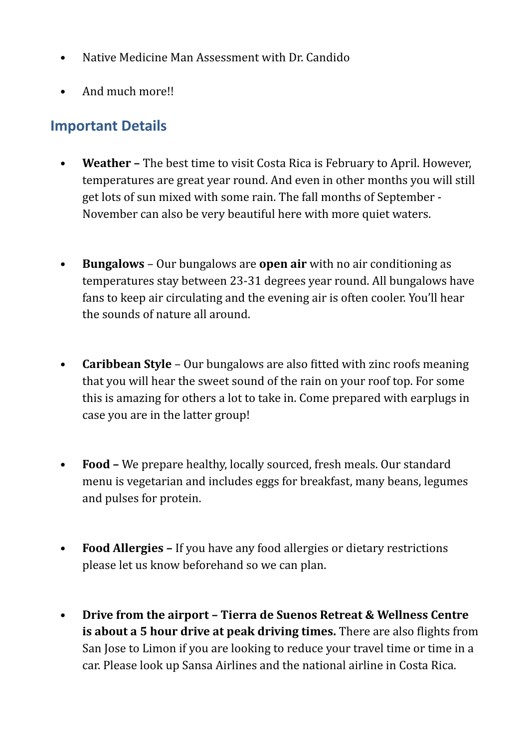- Native Medicine Man Assessment with Dr. Candido
- And much more!!

## Important Details

- **Weather –** The best time to visit Costa Rica is February to April. However, temperatures are great year round. And even in other months you will still get lots of sun mixed with some rain. The fall months of September - November can also be very beautiful here with more quiet waters.

- **Bungalows** – Our bungalows are **open air** with no air conditioning as temperatures stay between 23-31 degrees year round. All bungalows have fans to keep air circulating and the evening air is often cooler. You'll hear the sounds of nature all around.

- **Caribbean Style** – Our bungalows are also fitted with zinc roofs meaning that you will hear the sweet sound of the rain on your roof top. For some this is amazing for others a lot to take in. Come prepared with earplugs in case you are in the latter group!

- **Food –** We prepare healthy, locally sourced, fresh meals. Our standard menu is vegetarian and includes eggs for breakfast, many beans, legumes and pulses for protein.

- **Food Allergies –** If you have any food allergies or dietary restrictions please let us know beforehand so we can plan.

- **Drive from the airport – Tierra de Suenos Retreat & Wellness Centre is about a 5 hour drive at peak driving times.** There are also flights from San Jose to Limon if you are looking to reduce your travel time or time in a car. Please look up Sansa Airlines and the national airline in Costa Rica.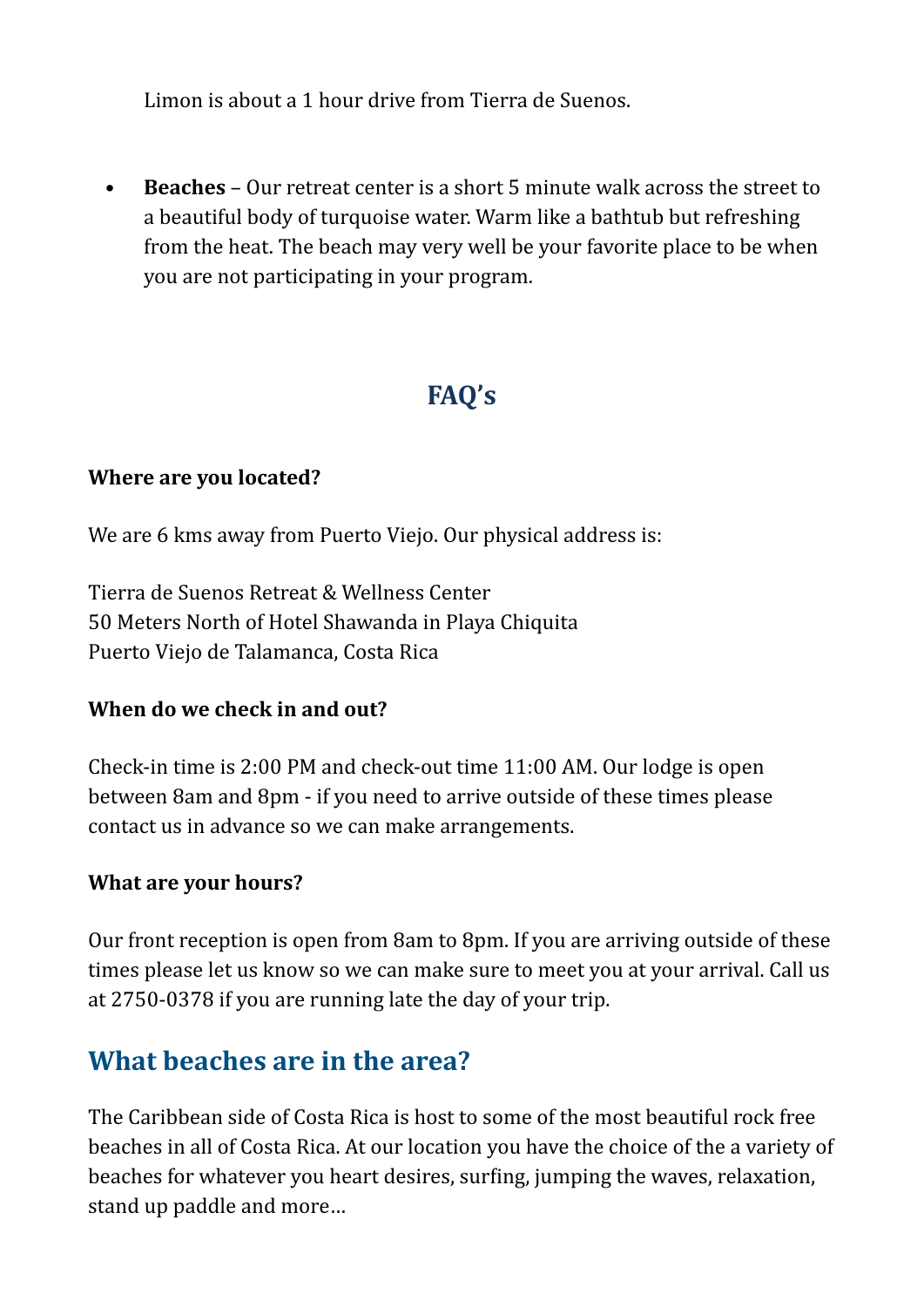Limon is about a 1 hour drive from Tierra de Suenos.

- **Beaches** – Our retreat center is a short 5 minute walk across the street to a beautiful body of turquoise water. Warm like a bathtub but refreshing from the heat. The beach may very well be your favorite place to be when you are not participating in your program.

## FAQ's

**Where are you located?**

We are 6 kms away from Puerto Viejo. Our physical address is:

Tierra de Suenos Retreat & Wellness Center
50 Meters North of Hotel Shawanda in Playa Chiquita
Puerto Viejo de Talamanca, Costa Rica

**When do we check in and out?**

Check-in time is 2:00 PM and check-out time 11:00 AM. Our lodge is open between 8am and 8pm - if you need to arrive outside of these times please contact us in advance so we can make arrangements.

**What are your hours?**

Our front reception is open from 8am to 8pm. If you are arriving outside of these times please let us know so we can make sure to meet you at your arrival. Call us at 2750-0378 if you are running late the day of your trip.

## What beaches are in the area?

The Caribbean side of Costa Rica is host to some of the most beautiful rock free beaches in all of Costa Rica. At our location you have the choice of the a variety of beaches for whatever you heart desires, surfing, jumping the waves, relaxation, stand up paddle and more…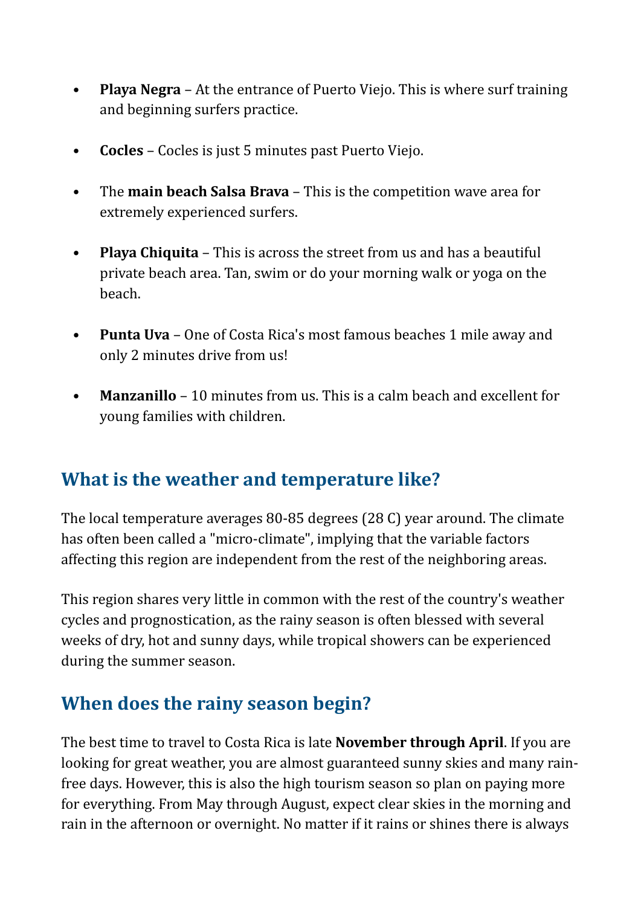- **Playa Negra** – At the entrance of Puerto Viejo. This is where surf training and beginning surfers practice.
- **Cocles** – Cocles is just 5 minutes past Puerto Viejo.
- The **main beach Salsa Brava** – This is the competition wave area for extremely experienced surfers.
- **Playa Chiquita** – This is across the street from us and has a beautiful private beach area. Tan, swim or do your morning walk or yoga on the beach.
- **Punta Uva** – One of Costa Rica's most famous beaches 1 mile away and only 2 minutes drive from us!
- **Manzanillo** – 10 minutes from us. This is a calm beach and excellent for young families with children.

## What is the weather and temperature like?

The local temperature averages 80-85 degrees (28 C) year around. The climate has often been called a "micro-climate", implying that the variable factors affecting this region are independent from the rest of the neighboring areas.

This region shares very little in common with the rest of the country's weather cycles and prognostication, as the rainy season is often blessed with several weeks of dry, hot and sunny days, while tropical showers can be experienced during the summer season.

## When does the rainy season begin?

The best time to travel to Costa Rica is late **November through April**. If you are looking for great weather, you are almost guaranteed sunny skies and many rain-free days. However, this is also the high tourism season so plan on paying more for everything. From May through August, expect clear skies in the morning and rain in the afternoon or overnight. No matter if it rains or shines there is always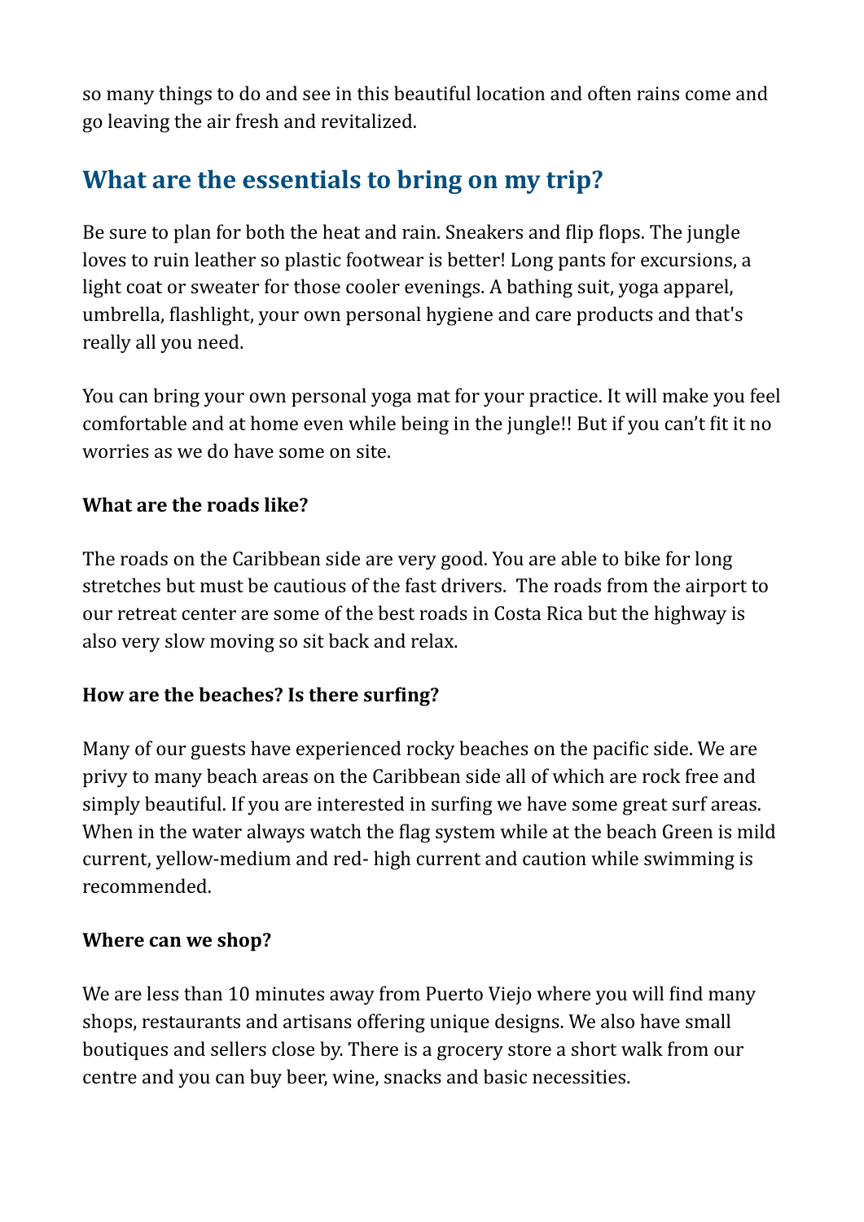so many things to do and see in this beautiful location and often rains come and go leaving the air fresh and revitalized.

## What are the essentials to bring on my trip?

Be sure to plan for both the heat and rain. Sneakers and flip flops. The jungle loves to ruin leather so plastic footwear is better! Long pants for excursions, a light coat or sweater for those cooler evenings. A bathing suit, yoga apparel, umbrella, flashlight, your own personal hygiene and care products and that's really all you need.

You can bring your own personal yoga mat for your practice. It will make you feel comfortable and at home even while being in the jungle!! But if you can't fit it no worries as we do have some on site.

**What are the roads like?**

The roads on the Caribbean side are very good. You are able to bike for long stretches but must be cautious of the fast drivers.  The roads from the airport to our retreat center are some of the best roads in Costa Rica but the highway is also very slow moving so sit back and relax.

**How are the beaches? Is there surfing?**

Many of our guests have experienced rocky beaches on the pacific side. We are privy to many beach areas on the Caribbean side all of which are rock free and simply beautiful. If you are interested in surfing we have some great surf areas. When in the water always watch the flag system while at the beach Green is mild current, yellow-medium and red- high current and caution while swimming is recommended.

**Where can we shop?**

We are less than 10 minutes away from Puerto Viejo where you will find many shops, restaurants and artisans offering unique designs. We also have small boutiques and sellers close by. There is a grocery store a short walk from our centre and you can buy beer, wine, snacks and basic necessities.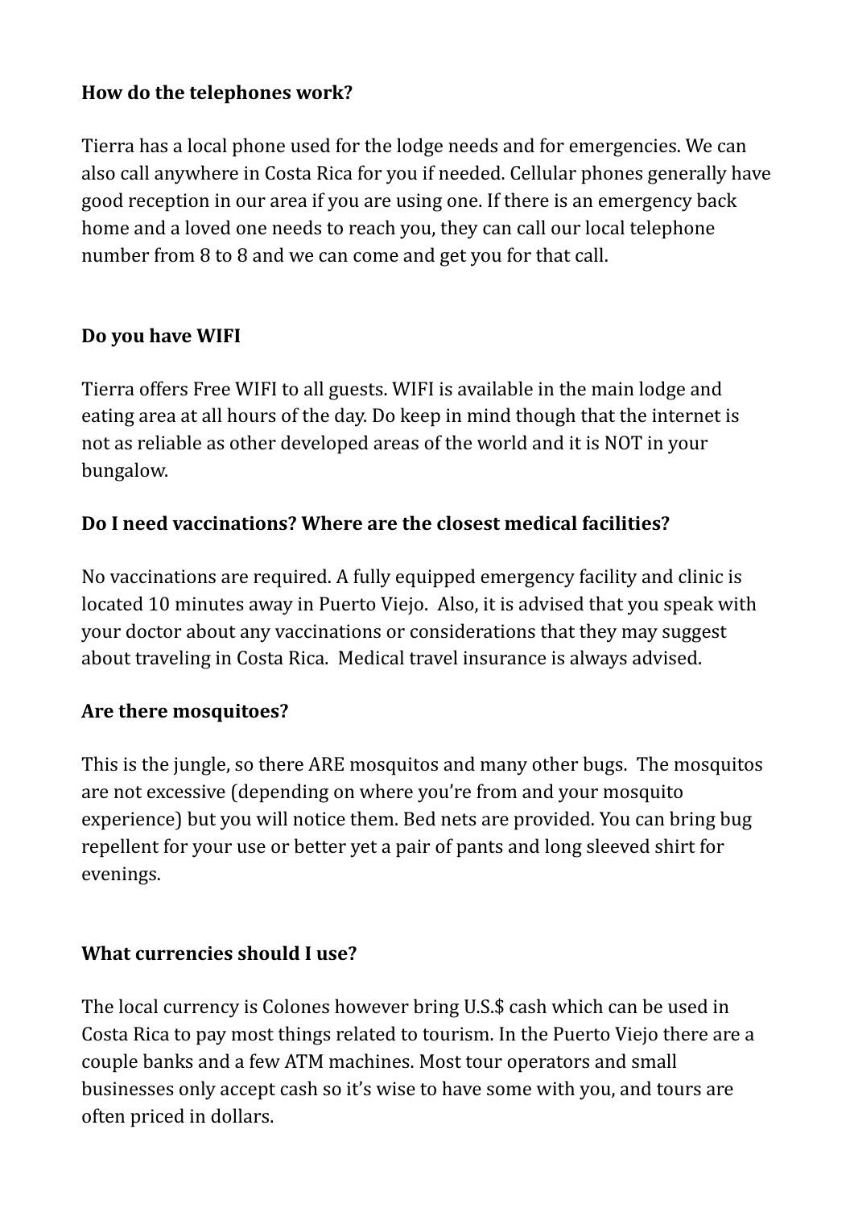**How do the telephones work?**

Tierra has a local phone used for the lodge needs and for emergencies. We can also call anywhere in Costa Rica for you if needed. Cellular phones generally have good reception in our area if you are using one. If there is an emergency back home and a loved one needs to reach you, they can call our local telephone number from 8 to 8 and we can come and get you for that call.

**Do you have WIFI**

Tierra offers Free WIFI to all guests. WIFI is available in the main lodge and eating area at all hours of the day. Do keep in mind though that the internet is not as reliable as other developed areas of the world and it is NOT in your bungalow.

**Do I need vaccinations? Where are the closest medical facilities?**

No vaccinations are required. A fully equipped emergency facility and clinic is located 10 minutes away in Puerto Viejo.  Also, it is advised that you speak with your doctor about any vaccinations or considerations that they may suggest about traveling in Costa Rica.  Medical travel insurance is always advised.

**Are there mosquitoes?**

This is the jungle, so there ARE mosquitos and many other bugs.  The mosquitos are not excessive (depending on where you're from and your mosquito experience) but you will notice them. Bed nets are provided. You can bring bug repellent for your use or better yet a pair of pants and long sleeved shirt for evenings.

**What currencies should I use?**

The local currency is Colones however bring U.S.$ cash which can be used in Costa Rica to pay most things related to tourism. In the Puerto Viejo there are a couple banks and a few ATM machines. Most tour operators and small businesses only accept cash so it's wise to have some with you, and tours are often priced in dollars.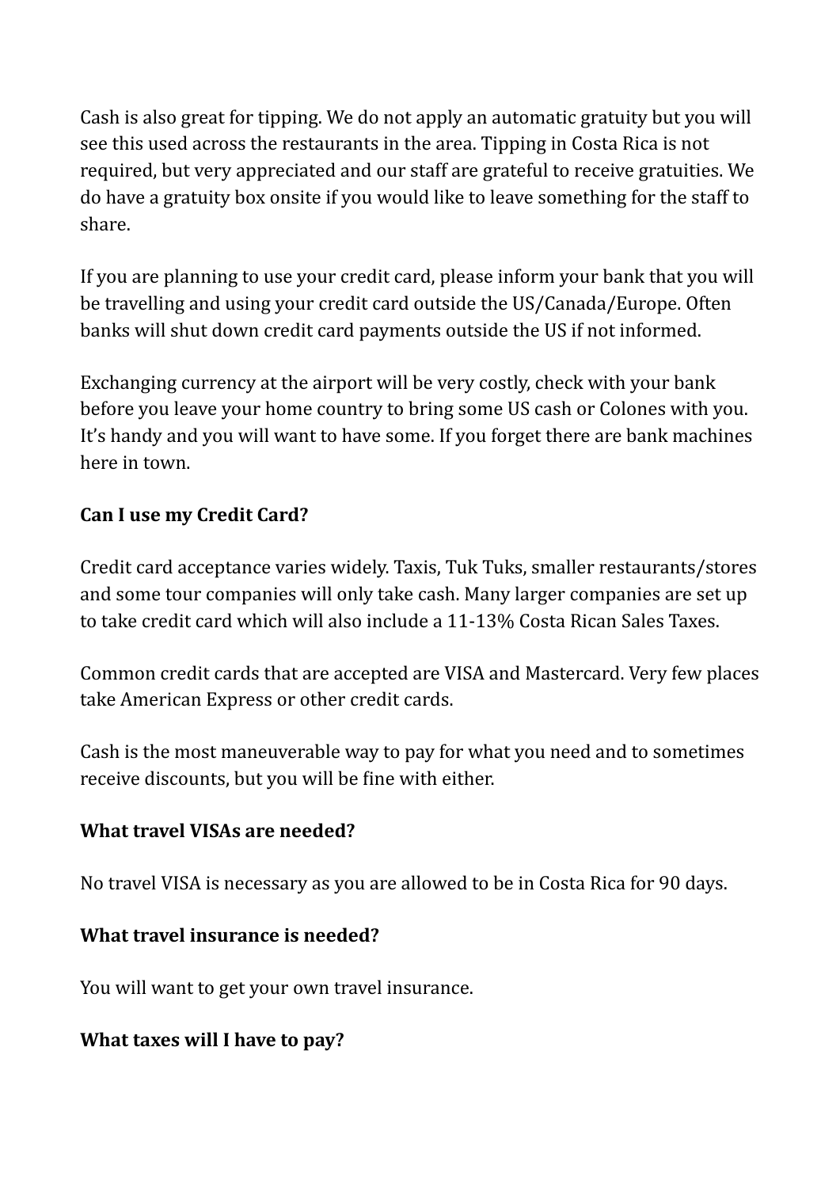Cash is also great for tipping. We do not apply an automatic gratuity but you will see this used across the restaurants in the area. Tipping in Costa Rica is not required, but very appreciated and our staff are grateful to receive gratuities. We do have a gratuity box onsite if you would like to leave something for the staff to share.

If you are planning to use your credit card, please inform your bank that you will be travelling and using your credit card outside the US/Canada/Europe. Often banks will shut down credit card payments outside the US if not informed.

Exchanging currency at the airport will be very costly, check with your bank before you leave your home country to bring some US cash or Colones with you. It's handy and you will want to have some. If you forget there are bank machines here in town.

**Can I use my Credit Card?**

Credit card acceptance varies widely. Taxis, Tuk Tuks, smaller restaurants/stores and some tour companies will only take cash. Many larger companies are set up to take credit card which will also include a 11-13% Costa Rican Sales Taxes.

Common credit cards that are accepted are VISA and Mastercard. Very few places take American Express or other credit cards.

Cash is the most maneuverable way to pay for what you need and to sometimes receive discounts, but you will be fine with either.

**What travel VISAs are needed?**

No travel VISA is necessary as you are allowed to be in Costa Rica for 90 days.

**What travel insurance is needed?**

You will want to get your own travel insurance.

**What taxes will I have to pay?**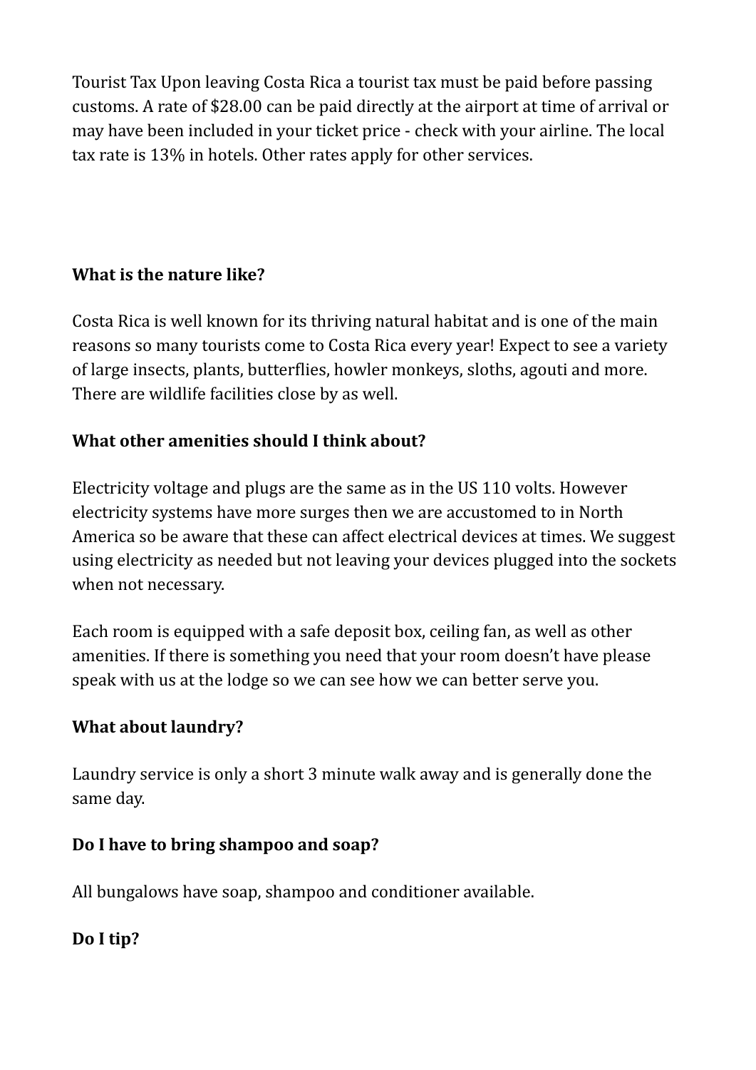Tourist Tax Upon leaving Costa Rica a tourist tax must be paid before passing customs. A rate of $28.00 can be paid directly at the airport at time of arrival or may have been included in your ticket price - check with your airline. The local tax rate is 13% in hotels. Other rates apply for other services.

**What is the nature like?**

Costa Rica is well known for its thriving natural habitat and is one of the main reasons so many tourists come to Costa Rica every year! Expect to see a variety of large insects, plants, butterflies, howler monkeys, sloths, agouti and more. There are wildlife facilities close by as well.

**What other amenities should I think about?**

Electricity voltage and plugs are the same as in the US 110 volts. However electricity systems have more surges then we are accustomed to in North America so be aware that these can affect electrical devices at times. We suggest using electricity as needed but not leaving your devices plugged into the sockets when not necessary.

Each room is equipped with a safe deposit box, ceiling fan, as well as other amenities. If there is something you need that your room doesn't have please speak with us at the lodge so we can see how we can better serve you.

**What about laundry?**

Laundry service is only a short 3 minute walk away and is generally done the same day.

**Do I have to bring shampoo and soap?**

All bungalows have soap, shampoo and conditioner available.

**Do I tip?**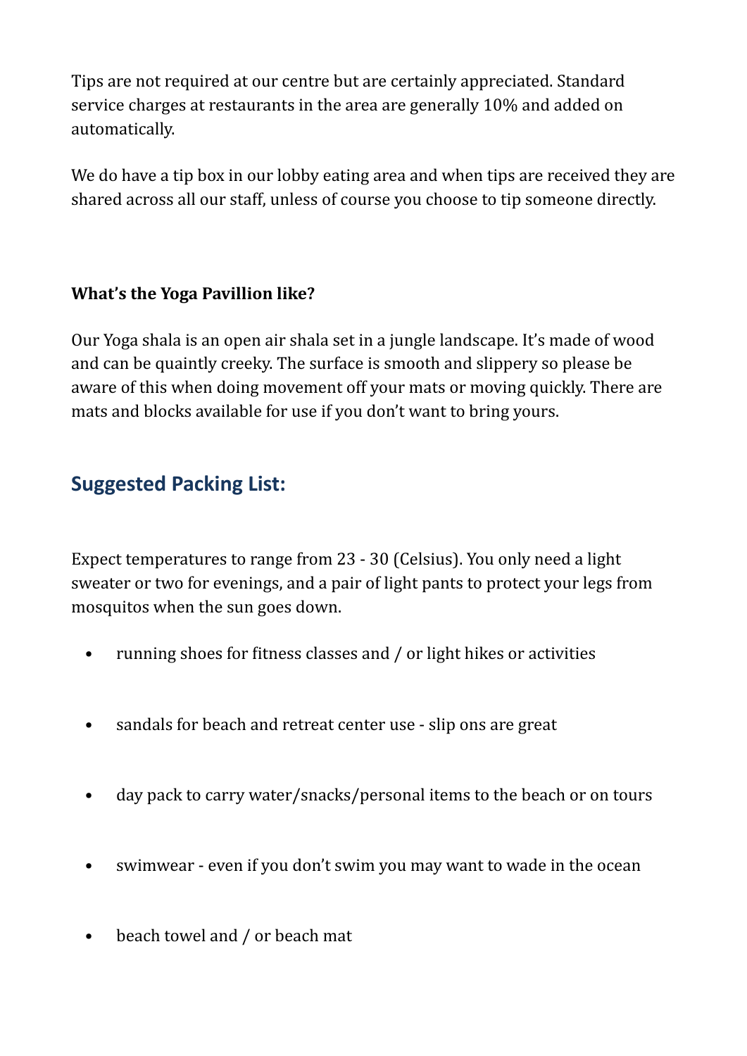Tips are not required at our centre but are certainly appreciated. Standard service charges at restaurants in the area are generally 10% and added on automatically.

We do have a tip box in our lobby eating area and when tips are received they are shared across all our staff, unless of course you choose to tip someone directly.

**What's the Yoga Pavillion like?**

Our Yoga shala is an open air shala set in a jungle landscape. It's made of wood and can be quaintly creeky. The surface is smooth and slippery so please be aware of this when doing movement off your mats or moving quickly. There are mats and blocks available for use if you don't want to bring yours.

## Suggested Packing List:

Expect temperatures to range from 23 - 30 (Celsius). You only need a light sweater or two for evenings, and a pair of light pants to protect your legs from mosquitos when the sun goes down.

- running shoes for fitness classes and / or light hikes or activities
- sandals for beach and retreat center use - slip ons are great
- day pack to carry water/snacks/personal items to the beach or on tours
- swimwear - even if you don't swim you may want to wade in the ocean
- beach towel and / or beach mat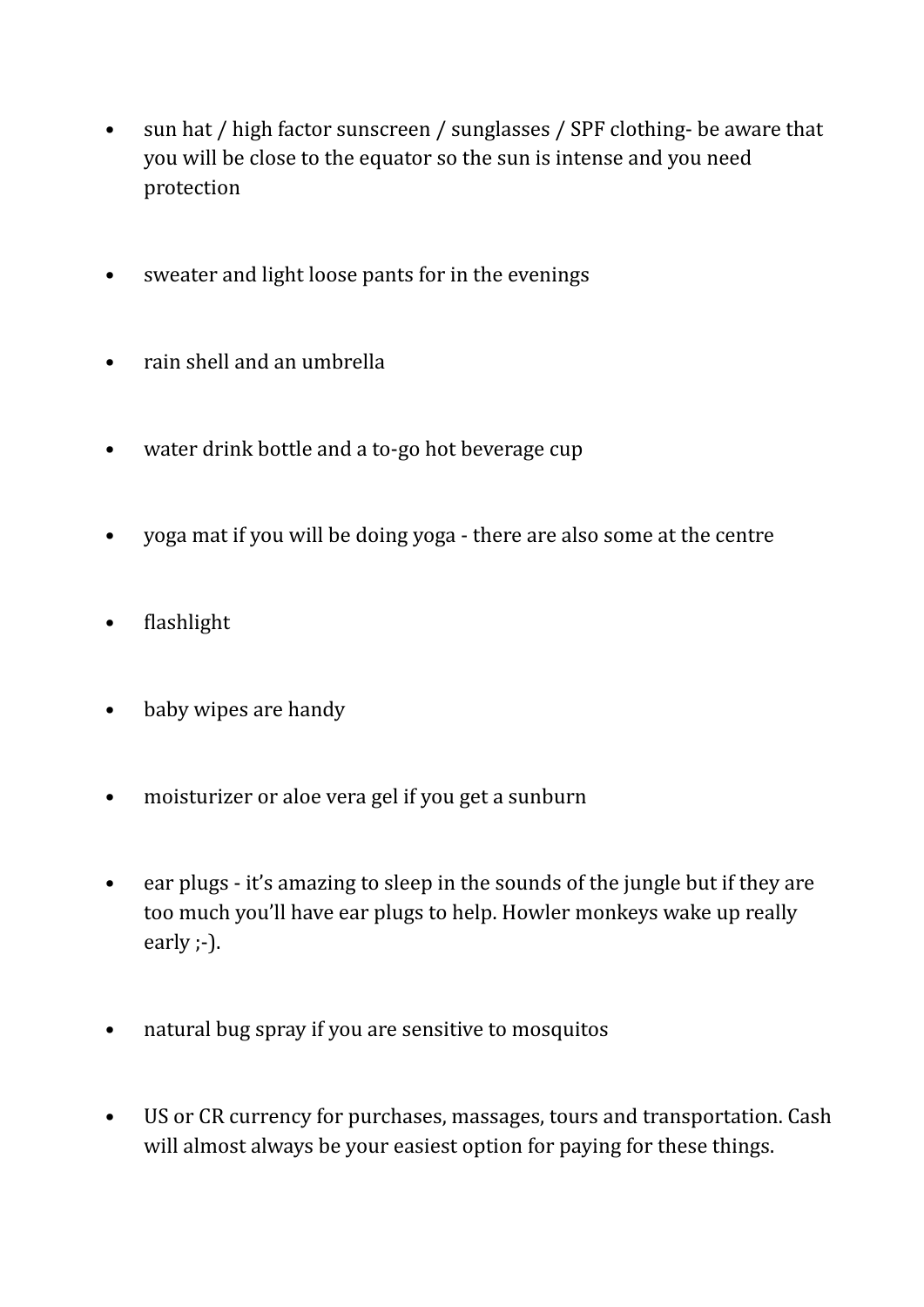- sun hat / high factor sunscreen / sunglasses / SPF clothing- be aware that you will be close to the equator so the sun is intense and you need protection
- sweater and light loose pants for in the evenings
- rain shell and an umbrella
- water drink bottle and a to-go hot beverage cup
- yoga mat if you will be doing yoga - there are also some at the centre
- flashlight
- baby wipes are handy
- moisturizer or aloe vera gel if you get a sunburn
- ear plugs - it's amazing to sleep in the sounds of the jungle but if they are too much you'll have ear plugs to help. Howler monkeys wake up really early ;-).
- natural bug spray if you are sensitive to mosquitos
- US or CR currency for purchases, massages, tours and transportation. Cash will almost always be your easiest option for paying for these things.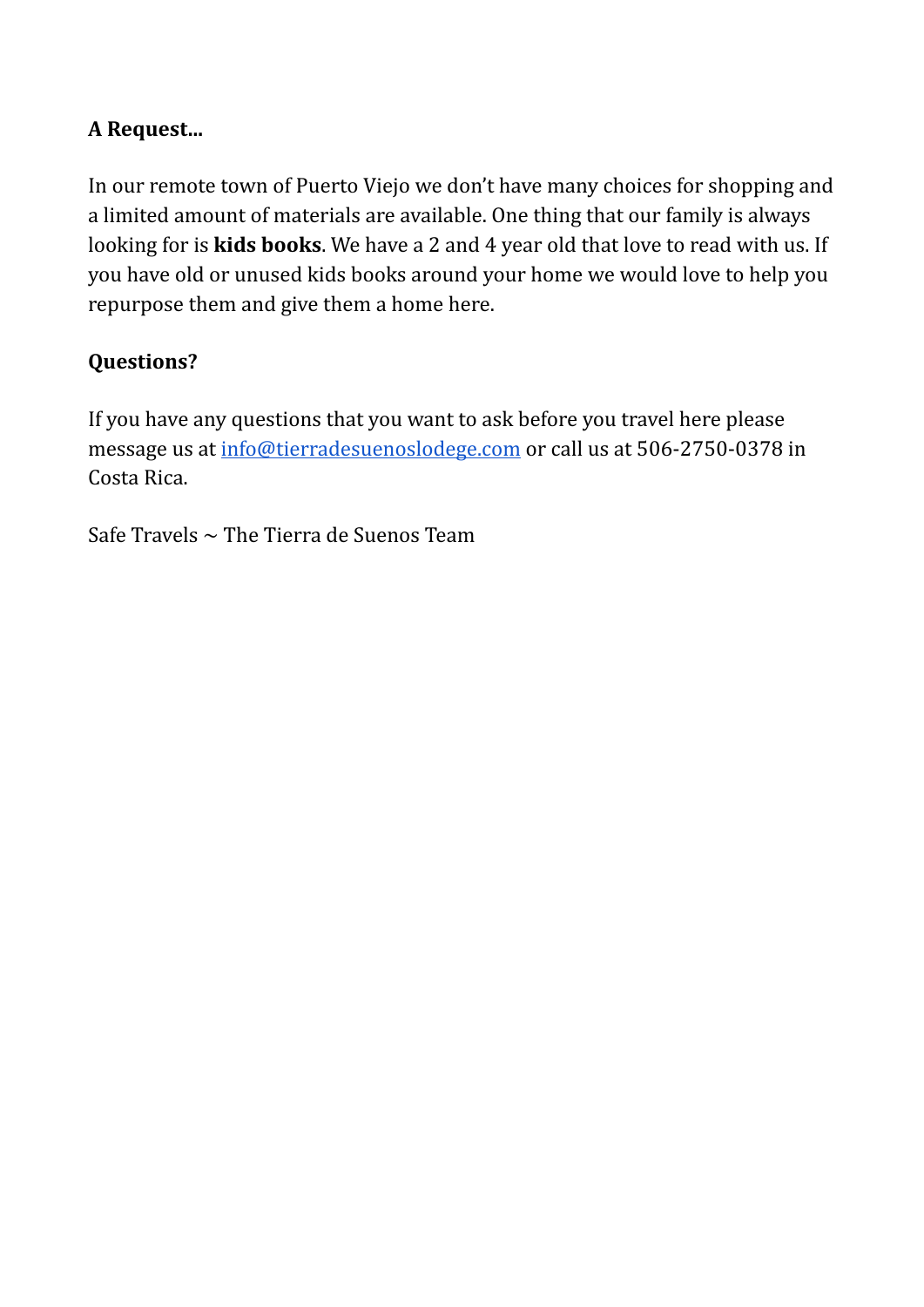**A Request...**

In our remote town of Puerto Viejo we don't have many choices for shopping and a limited amount of materials are available. One thing that our family is always looking for is **kids books**. We have a 2 and 4 year old that love to read with us. If you have old or unused kids books around your home we would love to help you repurpose them and give them a home here.

**Questions?**

If you have any questions that you want to ask before you travel here please message us at info@tierradesuenoslodege.com or call us at 506-2750-0378 in Costa Rica.

Safe Travels ~ The Tierra de Suenos Team